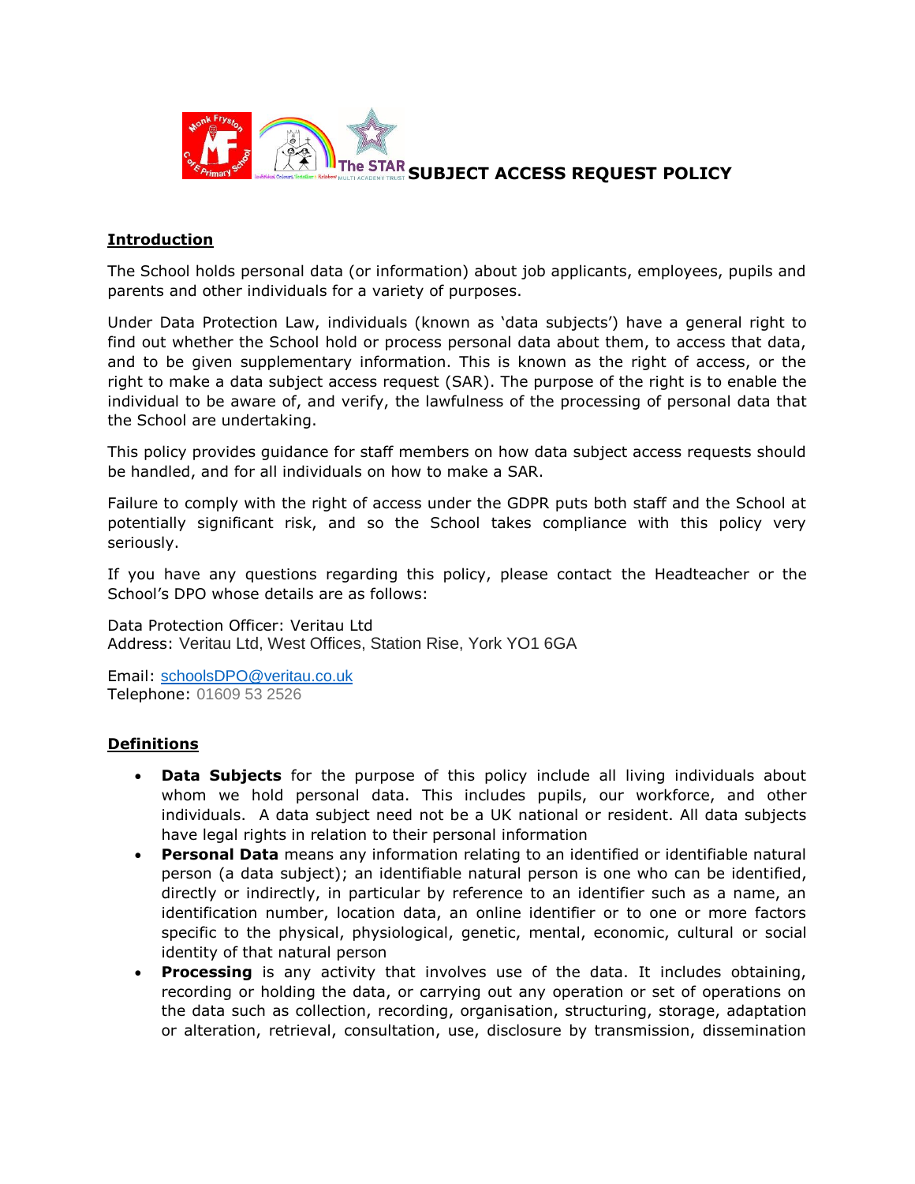# SUBJECT ACCESS REQUEST POLICY

## Introduction

The School holds personal data (or information) about job applicants, employees, pupils and parents and other individuals for a variety of purposes.

Under Data Protection Law, individuals (known as 'data subjects') have a general right to find out whether the School hold or process personal data about them, to access that data, and to be given supplementary information. This is known as the right of access, or the right to make a data subject access request (SAR). The purpose of the right is to enable the individual to be aware of, and verify, the lawfulness of the processing of personal data that the School are undertaking.

This policy provides guidance for staff members on how data subject access requests should be handled, and for all individuals on how to make a SAR.

Failure to comply with the right of access under the GDPR puts both staff and the School at potentially significant risk, and so the School takes compliance with this policy very seriously.

If you have any questions regarding this policy, please contact the Headteacher or the School's DPO whose details are as follows:

Data Protection Officer: Veritau Ltd
Address: Veritau Ltd, West Offices, Station Rise, York YO1 6GA

Email: schoolsDPO@veritau.co.uk
Telephone: 01609 53 2526

## Definitions

- **Data Subjects** for the purpose of this policy include all living individuals about whom we hold personal data. This includes pupils, our workforce, and other individuals. A data subject need not be a UK national or resident. All data subjects have legal rights in relation to their personal information
- **Personal Data** means any information relating to an identified or identifiable natural person (a data subject); an identifiable natural person is one who can be identified, directly or indirectly, in particular by reference to an identifier such as a name, an identification number, location data, an online identifier or to one or more factors specific to the physical, physiological, genetic, mental, economic, cultural or social identity of that natural person
- **Processing** is any activity that involves use of the data. It includes obtaining, recording or holding the data, or carrying out any operation or set of operations on the data such as collection, recording, organisation, structuring, storage, adaptation or alteration, retrieval, consultation, use, disclosure by transmission, dissemination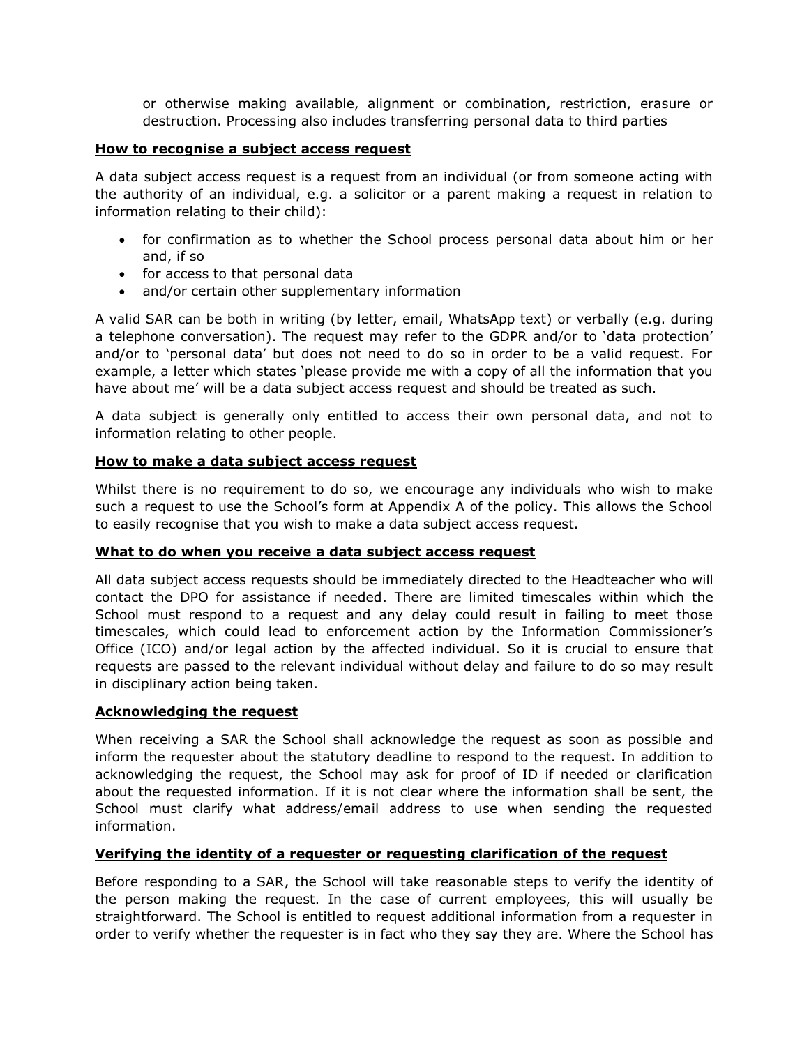or otherwise making available, alignment or combination, restriction, erasure or destruction. Processing also includes transferring personal data to third parties

**How to recognise a subject access request**

A data subject access request is a request from an individual (or from someone acting with the authority of an individual, e.g. a solicitor or a parent making a request in relation to information relating to their child):

- for confirmation as to whether the School process personal data about him or her and, if so
- for access to that personal data
- and/or certain other supplementary information

A valid SAR can be both in writing (by letter, email, WhatsApp text) or verbally (e.g. during a telephone conversation). The request may refer to the GDPR and/or to 'data protection' and/or to 'personal data' but does not need to do so in order to be a valid request. For example, a letter which states 'please provide me with a copy of all the information that you have about me' will be a data subject access request and should be treated as such.

A data subject is generally only entitled to access their own personal data, and not to information relating to other people.

**How to make a data subject access request**

Whilst there is no requirement to do so, we encourage any individuals who wish to make such a request to use the School's form at Appendix A of the policy. This allows the School to easily recognise that you wish to make a data subject access request.

**What to do when you receive a data subject access request**

All data subject access requests should be immediately directed to the Headteacher who will contact the DPO for assistance if needed. There are limited timescales within which the School must respond to a request and any delay could result in failing to meet those timescales, which could lead to enforcement action by the Information Commissioner's Office (ICO) and/or legal action by the affected individual. So it is crucial to ensure that requests are passed to the relevant individual without delay and failure to do so may result in disciplinary action being taken.

**Acknowledging the request**

When receiving a SAR the School shall acknowledge the request as soon as possible and inform the requester about the statutory deadline to respond to the request. In addition to acknowledging the request, the School may ask for proof of ID if needed or clarification about the requested information. If it is not clear where the information shall be sent, the School must clarify what address/email address to use when sending the requested information.

**Verifying the identity of a requester or requesting clarification of the request**

Before responding to a SAR, the School will take reasonable steps to verify the identity of the person making the request. In the case of current employees, this will usually be straightforward. The School is entitled to request additional information from a requester in order to verify whether the requester is in fact who they say they are. Where the School has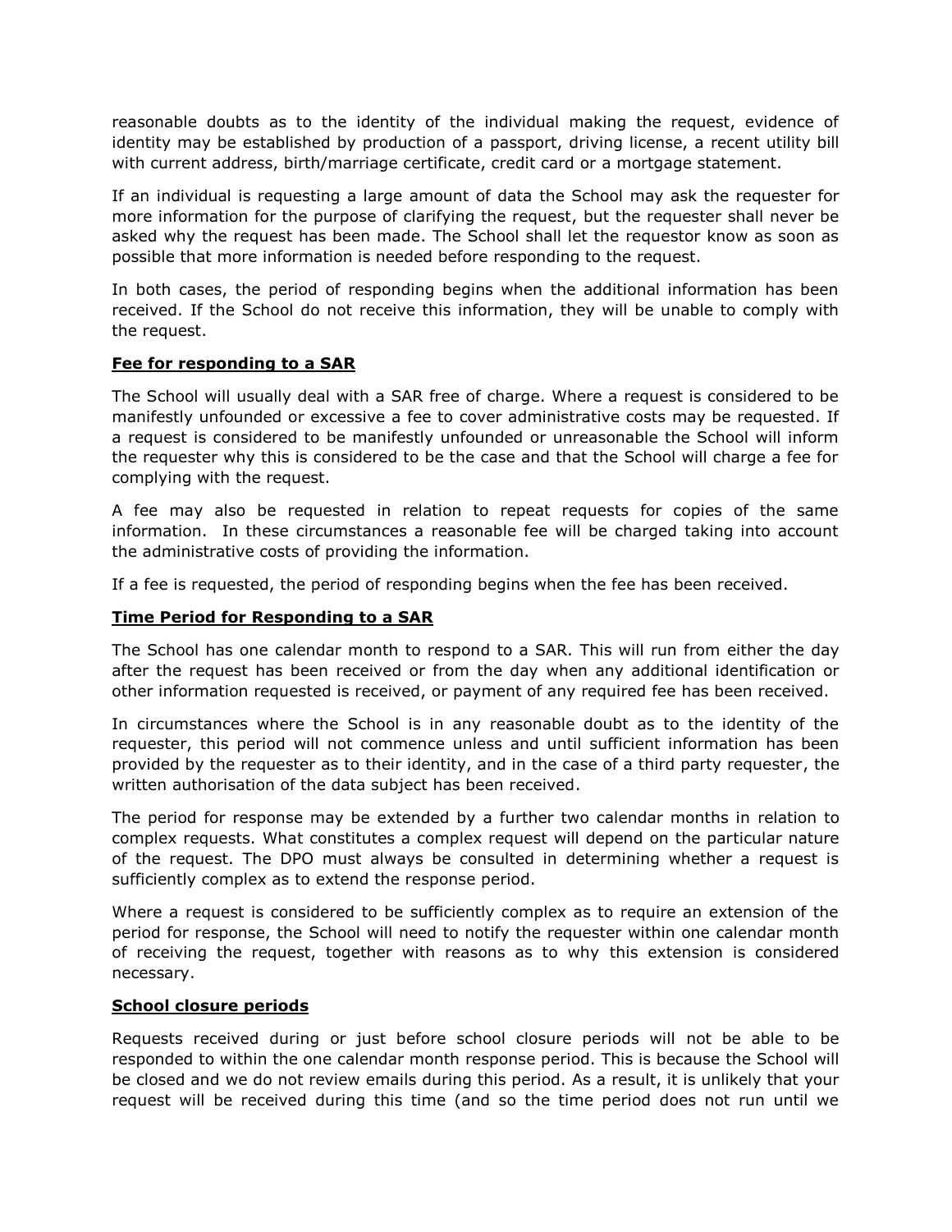reasonable doubts as to the identity of the individual making the request, evidence of identity may be established by production of a passport, driving license, a recent utility bill with current address, birth/marriage certificate, credit card or a mortgage statement.

If an individual is requesting a large amount of data the School may ask the requester for more information for the purpose of clarifying the request, but the requester shall never be asked why the request has been made. The School shall let the requestor know as soon as possible that more information is needed before responding to the request.

In both cases, the period of responding begins when the additional information has been received. If the School do not receive this information, they will be unable to comply with the request.

**Fee for responding to a SAR**

The School will usually deal with a SAR free of charge. Where a request is considered to be manifestly unfounded or excessive a fee to cover administrative costs may be requested. If a request is considered to be manifestly unfounded or unreasonable the School will inform the requester why this is considered to be the case and that the School will charge a fee for complying with the request.

A fee may also be requested in relation to repeat requests for copies of the same information. In these circumstances a reasonable fee will be charged taking into account the administrative costs of providing the information.

If a fee is requested, the period of responding begins when the fee has been received.

**Time Period for Responding to a SAR**

The School has one calendar month to respond to a SAR. This will run from either the day after the request has been received or from the day when any additional identification or other information requested is received, or payment of any required fee has been received.

In circumstances where the School is in any reasonable doubt as to the identity of the requester, this period will not commence unless and until sufficient information has been provided by the requester as to their identity, and in the case of a third party requester, the written authorisation of the data subject has been received.

The period for response may be extended by a further two calendar months in relation to complex requests. What constitutes a complex request will depend on the particular nature of the request. The DPO must always be consulted in determining whether a request is sufficiently complex as to extend the response period.

Where a request is considered to be sufficiently complex as to require an extension of the period for response, the School will need to notify the requester within one calendar month of receiving the request, together with reasons as to why this extension is considered necessary.

**School closure periods**

Requests received during or just before school closure periods will not be able to be responded to within the one calendar month response period. This is because the School will be closed and we do not review emails during this period. As a result, it is unlikely that your request will be received during this time (and so the time period does not run until we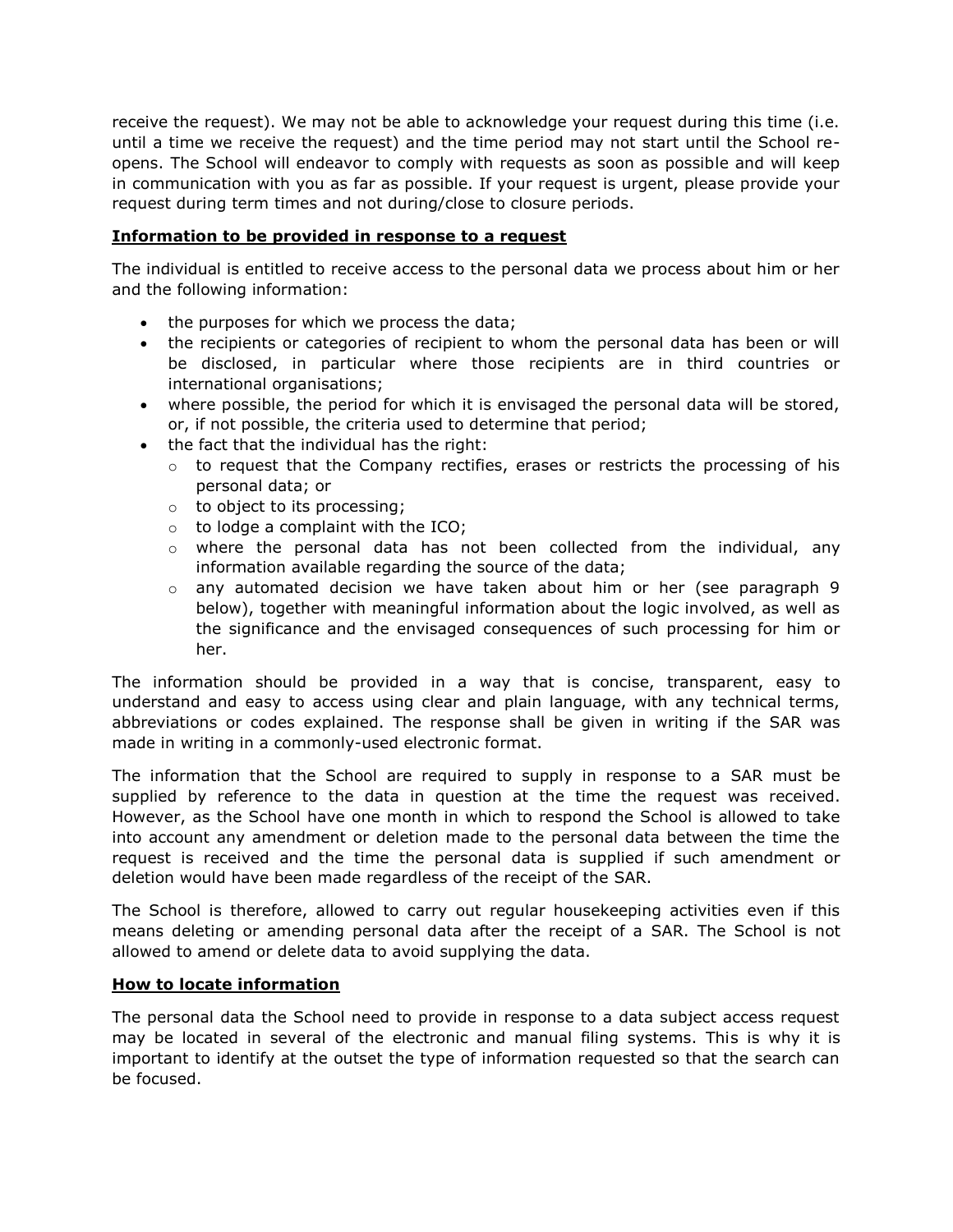receive the request). We may not be able to acknowledge your request during this time (i.e. until a time we receive the request) and the time period may not start until the School re-opens. The School will endeavor to comply with requests as soon as possible and will keep in communication with you as far as possible. If your request is urgent, please provide your request during term times and not during/close to closure periods.

**Information to be provided in response to a request**

The individual is entitled to receive access to the personal data we process about him or her and the following information:

- the purposes for which we process the data;
- the recipients or categories of recipient to whom the personal data has been or will be disclosed, in particular where those recipients are in third countries or international organisations;
- where possible, the period for which it is envisaged the personal data will be stored, or, if not possible, the criteria used to determine that period;
- the fact that the individual has the right:
  - to request that the Company rectifies, erases or restricts the processing of his personal data; or
  - to object to its processing;
  - to lodge a complaint with the ICO;
  - where the personal data has not been collected from the individual, any information available regarding the source of the data;
  - any automated decision we have taken about him or her (see paragraph 9 below), together with meaningful information about the logic involved, as well as the significance and the envisaged consequences of such processing for him or her.

The information should be provided in a way that is concise, transparent, easy to understand and easy to access using clear and plain language, with any technical terms, abbreviations or codes explained. The response shall be given in writing if the SAR was made in writing in a commonly-used electronic format.

The information that the School are required to supply in response to a SAR must be supplied by reference to the data in question at the time the request was received. However, as the School have one month in which to respond the School is allowed to take into account any amendment or deletion made to the personal data between the time the request is received and the time the personal data is supplied if such amendment or deletion would have been made regardless of the receipt of the SAR.

The School is therefore, allowed to carry out regular housekeeping activities even if this means deleting or amending personal data after the receipt of a SAR. The School is not allowed to amend or delete data to avoid supplying the data.

**How to locate information**

The personal data the School need to provide in response to a data subject access request may be located in several of the electronic and manual filing systems. This is why it is important to identify at the outset the type of information requested so that the search can be focused.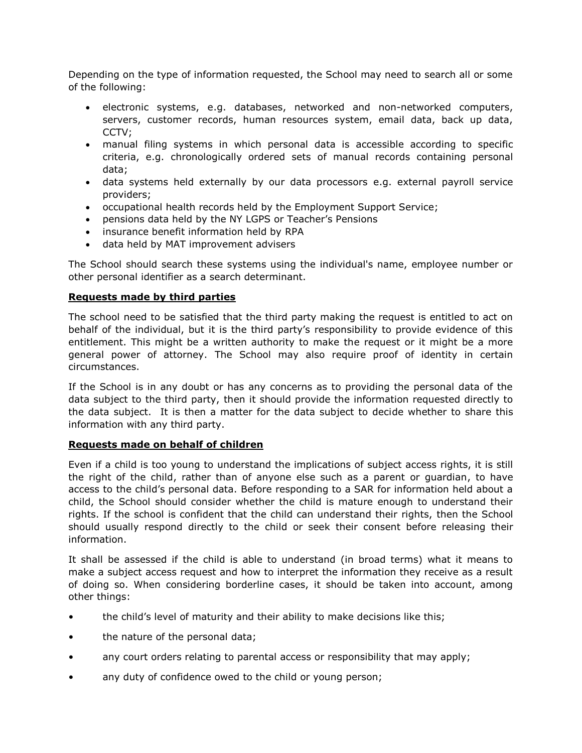Depending on the type of information requested, the School may need to search all or some of the following:

- electronic systems, e.g. databases, networked and non-networked computers, servers, customer records, human resources system, email data, back up data, CCTV;
- manual filing systems in which personal data is accessible according to specific criteria, e.g. chronologically ordered sets of manual records containing personal data;
- data systems held externally by our data processors e.g. external payroll service providers;
- occupational health records held by the Employment Support Service;
- pensions data held by the NY LGPS or Teacher's Pensions
- insurance benefit information held by RPA
- data held by MAT improvement advisers

The School should search these systems using the individual's name, employee number or other personal identifier as a search determinant.

**Requests made by third parties**

The school need to be satisfied that the third party making the request is entitled to act on behalf of the individual, but it is the third party's responsibility to provide evidence of this entitlement. This might be a written authority to make the request or it might be a more general power of attorney. The School may also require proof of identity in certain circumstances.

If the School is in any doubt or has any concerns as to providing the personal data of the data subject to the third party, then it should provide the information requested directly to the data subject. It is then a matter for the data subject to decide whether to share this information with any third party.

**Requests made on behalf of children**

Even if a child is too young to understand the implications of subject access rights, it is still the right of the child, rather than of anyone else such as a parent or guardian, to have access to the child's personal data. Before responding to a SAR for information held about a child, the School should consider whether the child is mature enough to understand their rights. If the school is confident that the child can understand their rights, then the School should usually respond directly to the child or seek their consent before releasing their information.

It shall be assessed if the child is able to understand (in broad terms) what it means to make a subject access request and how to interpret the information they receive as a result of doing so. When considering borderline cases, it should be taken into account, among other things:

- the child's level of maturity and their ability to make decisions like this;
- the nature of the personal data;
- any court orders relating to parental access or responsibility that may apply;
- any duty of confidence owed to the child or young person;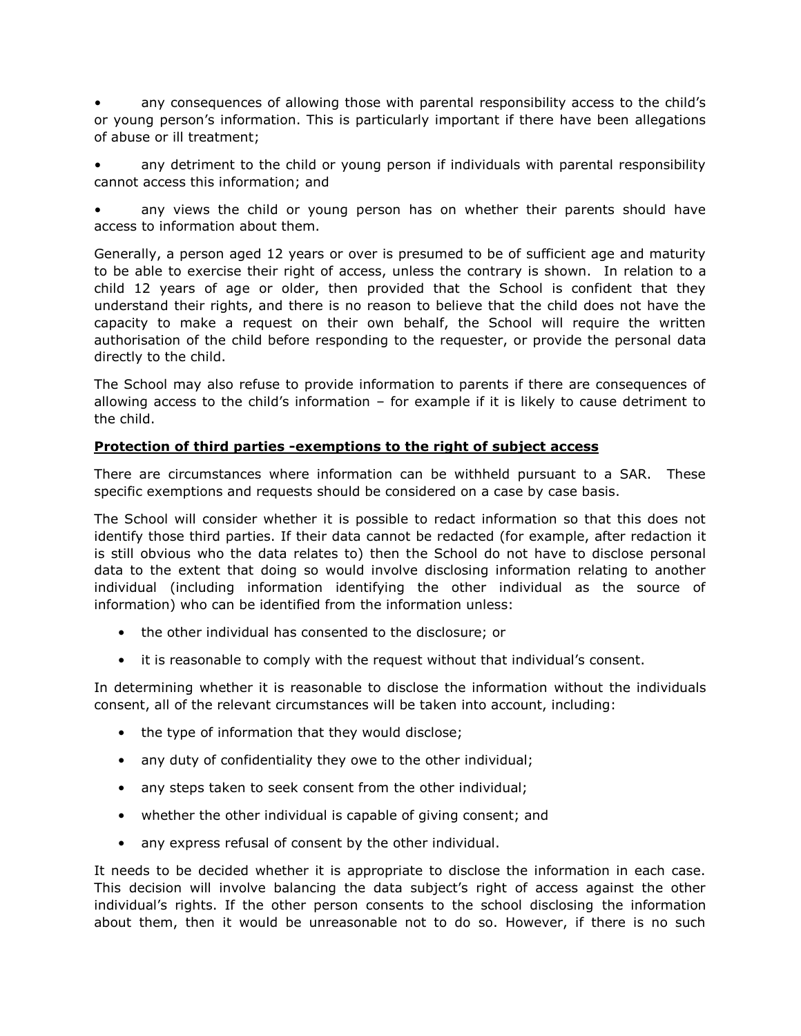- any consequences of allowing those with parental responsibility access to the child's or young person's information. This is particularly important if there have been allegations of abuse or ill treatment;
- any detriment to the child or young person if individuals with parental responsibility cannot access this information; and
- any views the child or young person has on whether their parents should have access to information about them.

Generally, a person aged 12 years or over is presumed to be of sufficient age and maturity to be able to exercise their right of access, unless the contrary is shown. In relation to a child 12 years of age or older, then provided that the School is confident that they understand their rights, and there is no reason to believe that the child does not have the capacity to make a request on their own behalf, the School will require the written authorisation of the child before responding to the requester, or provide the personal data directly to the child.

The School may also refuse to provide information to parents if there are consequences of allowing access to the child's information – for example if it is likely to cause detriment to the child.

**Protection of third parties -exemptions to the right of subject access**

There are circumstances where information can be withheld pursuant to a SAR. These specific exemptions and requests should be considered on a case by case basis.

The School will consider whether it is possible to redact information so that this does not identify those third parties. If their data cannot be redacted (for example, after redaction it is still obvious who the data relates to) then the School do not have to disclose personal data to the extent that doing so would involve disclosing information relating to another individual (including information identifying the other individual as the source of information) who can be identified from the information unless:

- the other individual has consented to the disclosure; or
- it is reasonable to comply with the request without that individual's consent.

In determining whether it is reasonable to disclose the information without the individuals consent, all of the relevant circumstances will be taken into account, including:

- the type of information that they would disclose;
- any duty of confidentiality they owe to the other individual;
- any steps taken to seek consent from the other individual;
- whether the other individual is capable of giving consent; and
- any express refusal of consent by the other individual.

It needs to be decided whether it is appropriate to disclose the information in each case. This decision will involve balancing the data subject's right of access against the other individual's rights. If the other person consents to the school disclosing the information about them, then it would be unreasonable not to do so. However, if there is no such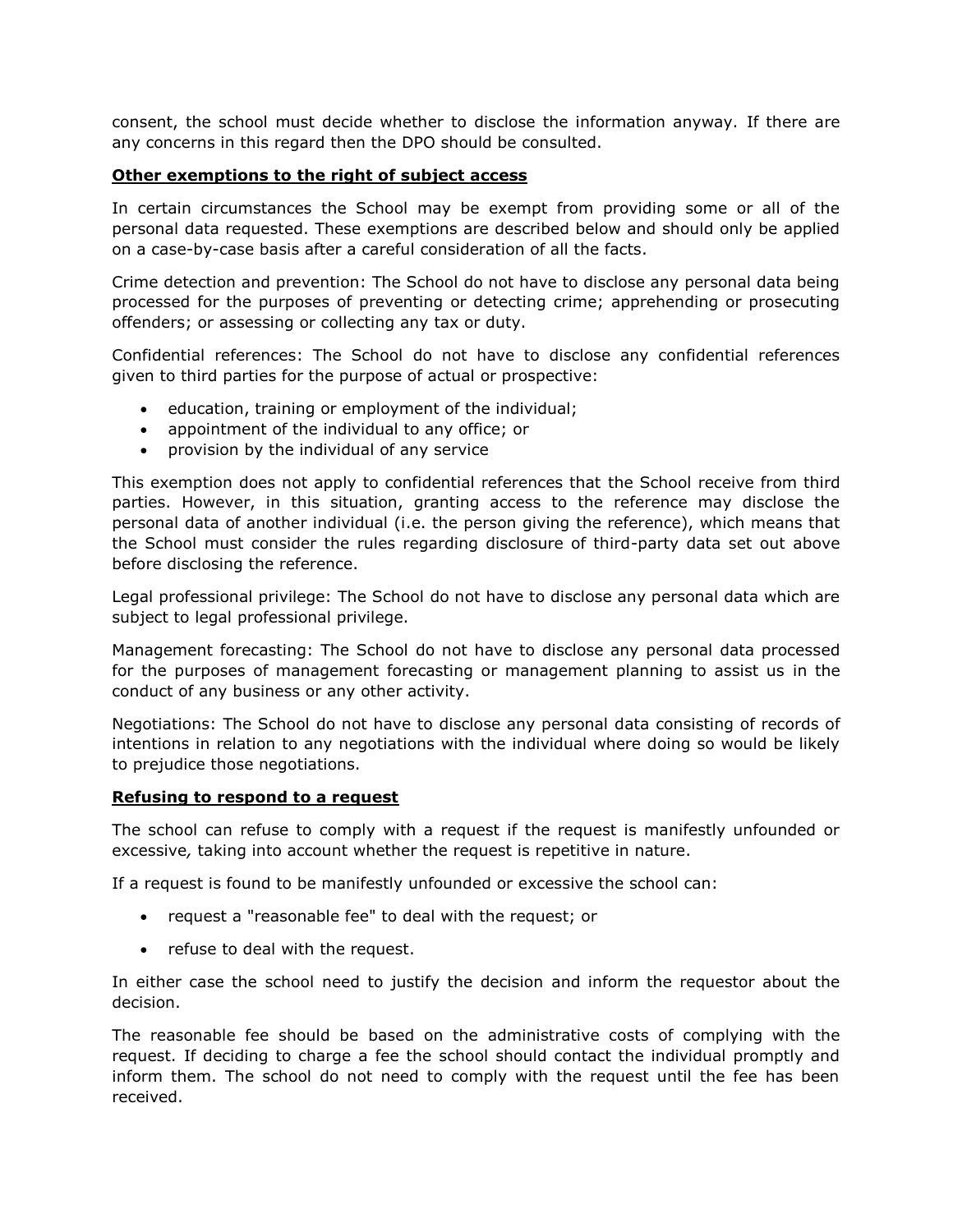consent, the school must decide whether to disclose the information anyway. If there are any concerns in this regard then the DPO should be consulted.

**Other exemptions to the right of subject access**

In certain circumstances the School may be exempt from providing some or all of the personal data requested. These exemptions are described below and should only be applied on a case-by-case basis after a careful consideration of all the facts.

Crime detection and prevention: The School do not have to disclose any personal data being processed for the purposes of preventing or detecting crime; apprehending or prosecuting offenders; or assessing or collecting any tax or duty.

Confidential references: The School do not have to disclose any confidential references given to third parties for the purpose of actual or prospective:

- education, training or employment of the individual;
- appointment of the individual to any office; or
- provision by the individual of any service

This exemption does not apply to confidential references that the School receive from third parties. However, in this situation, granting access to the reference may disclose the personal data of another individual (i.e. the person giving the reference), which means that the School must consider the rules regarding disclosure of third-party data set out above before disclosing the reference.

Legal professional privilege: The School do not have to disclose any personal data which are subject to legal professional privilege.

Management forecasting: The School do not have to disclose any personal data processed for the purposes of management forecasting or management planning to assist us in the conduct of any business or any other activity.

Negotiations: The School do not have to disclose any personal data consisting of records of intentions in relation to any negotiations with the individual where doing so would be likely to prejudice those negotiations.

**Refusing to respond to a request**

The school can refuse to comply with a request if the request is manifestly unfounded or excessive*,* taking into account whether the request is repetitive in nature.

If a request is found to be manifestly unfounded or excessive the school can:

- request a "reasonable fee" to deal with the request; or
- refuse to deal with the request.

In either case the school need to justify the decision and inform the requestor about the decision.

The reasonable fee should be based on the administrative costs of complying with the request. If deciding to charge a fee the school should contact the individual promptly and inform them. The school do not need to comply with the request until the fee has been received.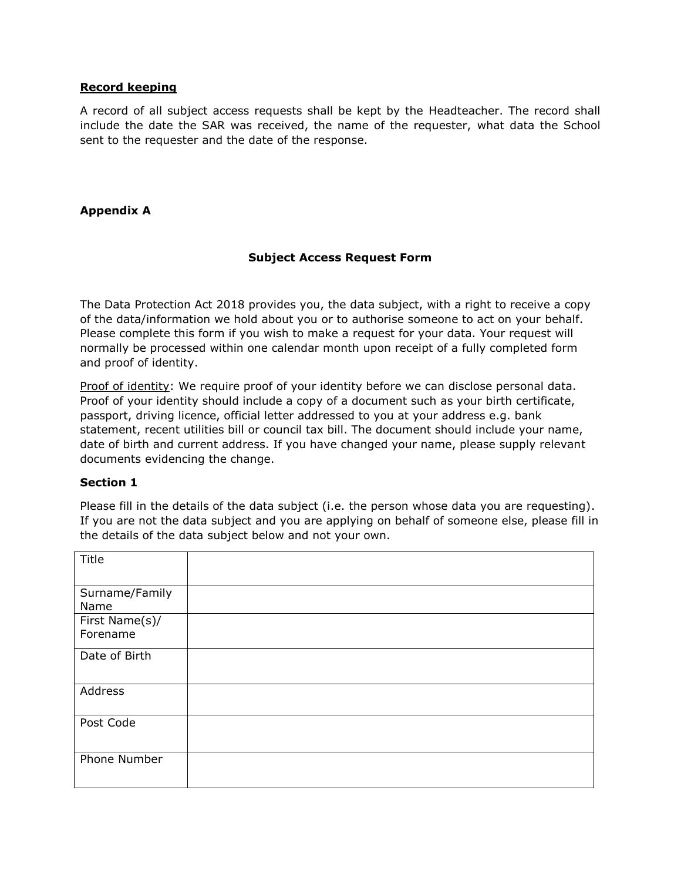**<u>Record keeping</u>**

A record of all subject access requests shall be kept by the Headteacher. The record shall include the date the SAR was received, the name of the requester, what data the School sent to the requester and the date of the response.

**Appendix A**

**Subject Access Request Form**

The Data Protection Act 2018 provides you, the data subject, with a right to receive a copy of the data/information we hold about you or to authorise someone to act on your behalf. Please complete this form if you wish to make a request for your data. Your request will normally be processed within one calendar month upon receipt of a fully completed form and proof of identity.

<u>Proof of identity</u>: We require proof of your identity before we can disclose personal data. Proof of your identity should include a copy of a document such as your birth certificate, passport, driving licence, official letter addressed to you at your address e.g. bank statement, recent utilities bill or council tax bill. The document should include your name, date of birth and current address. If you have changed your name, please supply relevant documents evidencing the change.

**Section 1**

Please fill in the details of the data subject (i.e. the person whose data you are requesting). If you are not the data subject and you are applying on behalf of someone else, please fill in the details of the data subject below and not your own.

| | |
|---|---|
| Title | |
| Surname/Family Name | |
| First Name(s)/ Forename | |
| Date of Birth | |
| Address | |
| Post Code | |
| Phone Number | |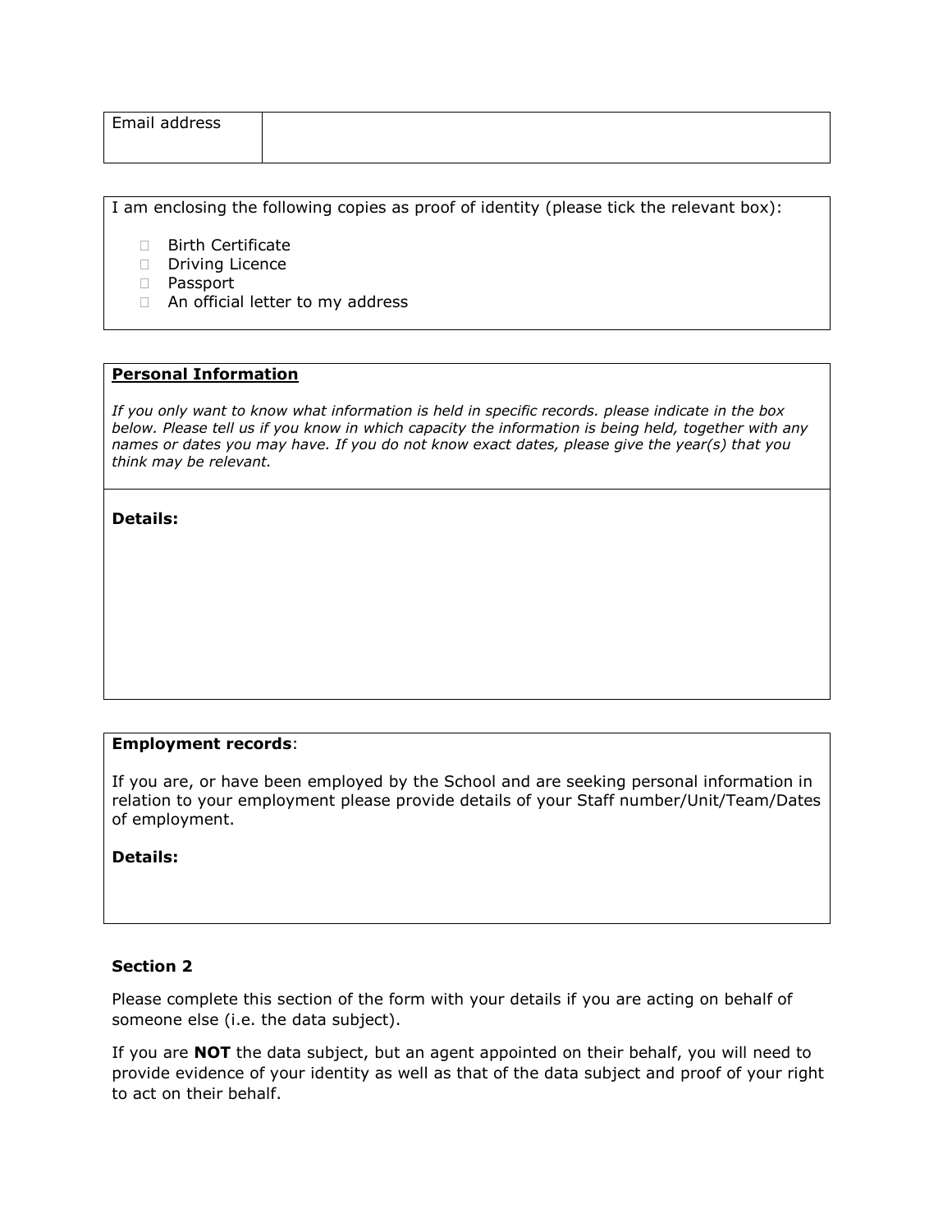| Email address | |
|---|---|

I am enclosing the following copies as proof of identity (please tick the relevant box):

- ☐ Birth Certificate
- ☐ Driving Licence
- ☐ Passport
- ☐ An official letter to my address

**Personal Information**

*If you only want to know what information is held in specific records. please indicate in the box below. Please tell us if you know in which capacity the information is being held, together with any names or dates you may have. If you do not know exact dates, please give the year(s) that you think may be relevant.*

**Details:**

**Employment records**:

If you are, or have been employed by the School and are seeking personal information in relation to your employment please provide details of your Staff number/Unit/Team/Dates of employment.

**Details:**

**Section 2**

Please complete this section of the form with your details if you are acting on behalf of someone else (i.e. the data subject).

If you are **NOT** the data subject, but an agent appointed on their behalf, you will need to provide evidence of your identity as well as that of the data subject and proof of your right to act on their behalf.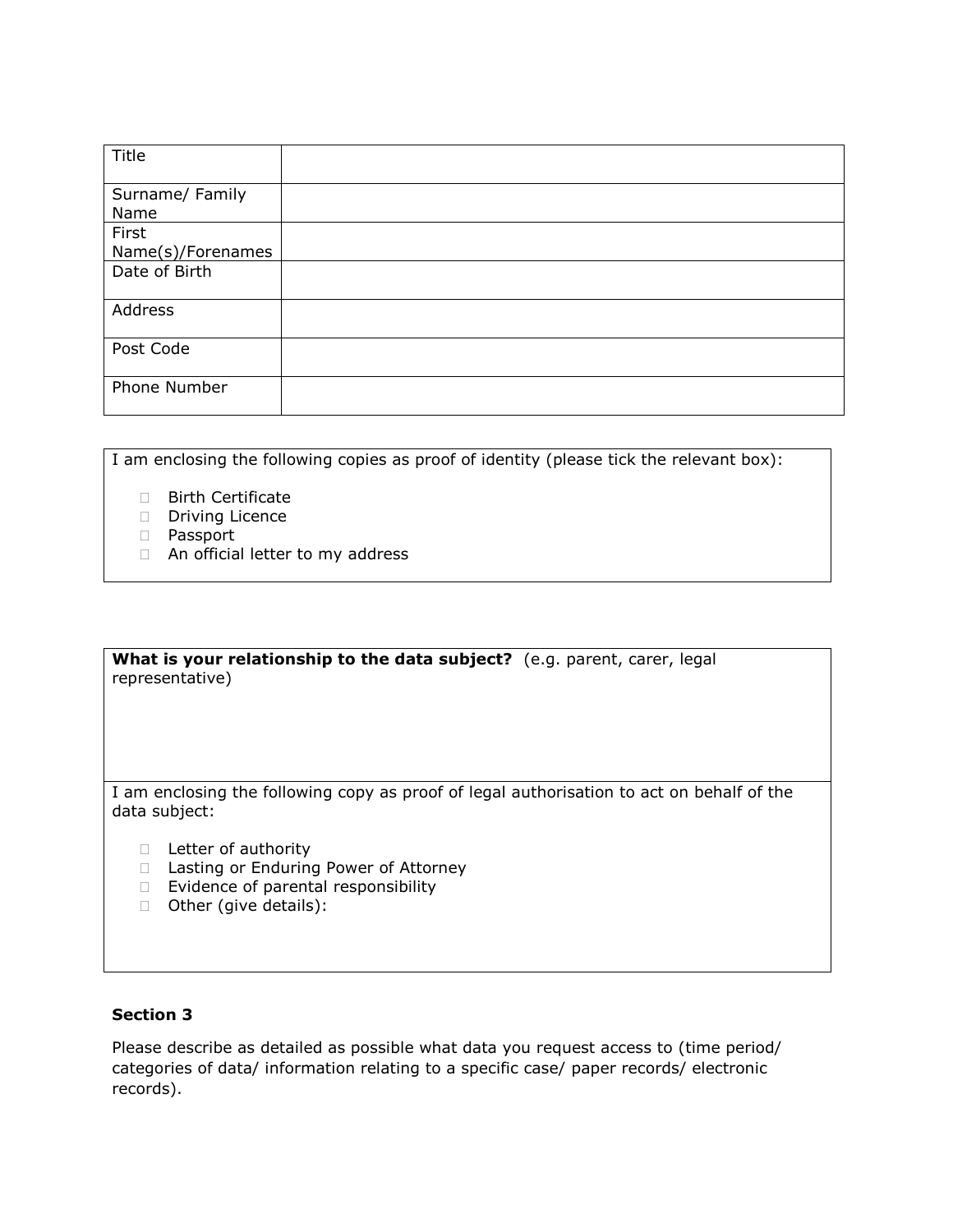| Title | |
|---|---|
| Surname/ Family Name | |
| First Name(s)/Forenames | |
| Date of Birth | |
| Address | |
| Post Code | |
| Phone Number | |

I am enclosing the following copies as proof of identity (please tick the relevant box):

- ☐ Birth Certificate
- ☐ Driving Licence
- ☐ Passport
- ☐ An official letter to my address

**What is your relationship to the data subject?** (e.g. parent, carer, legal representative)

I am enclosing the following copy as proof of legal authorisation to act on behalf of the data subject:

- ☐ Letter of authority
- ☐ Lasting or Enduring Power of Attorney
- ☐ Evidence of parental responsibility
- ☐ Other (give details):

**Section 3**

Please describe as detailed as possible what data you request access to (time period/ categories of data/ information relating to a specific case/ paper records/ electronic records).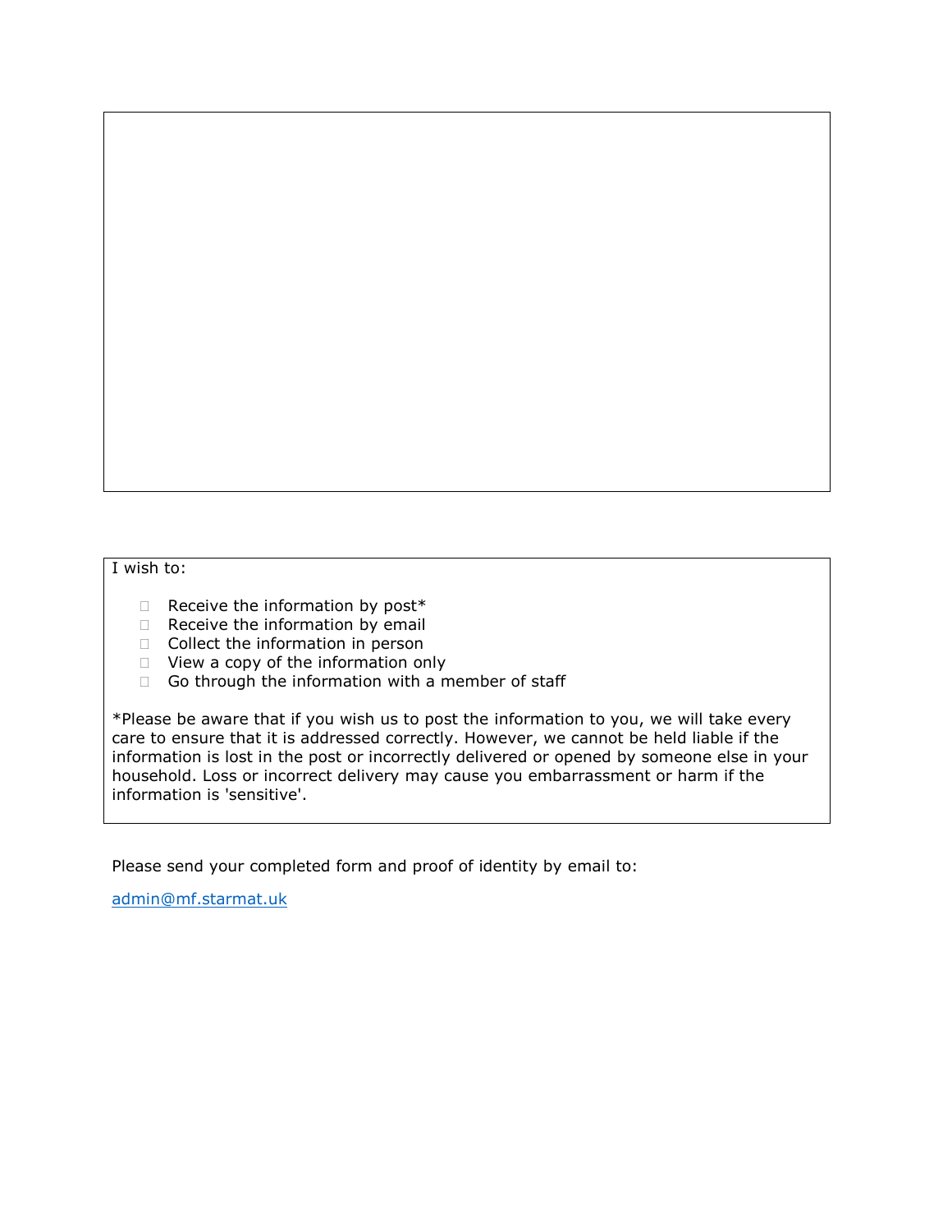I wish to:

- ☐ Receive the information by post*
- ☐ Receive the information by email
- ☐ Collect the information in person
- ☐ View a copy of the information only
- ☐ Go through the information with a member of staff

*Please be aware that if you wish us to post the information to you, we will take every care to ensure that it is addressed correctly. However, we cannot be held liable if the information is lost in the post or incorrectly delivered or opened by someone else in your household. Loss or incorrect delivery may cause you embarrassment or harm if the information is 'sensitive'.

Please send your completed form and proof of identity by email to:

admin@mf.starmat.uk